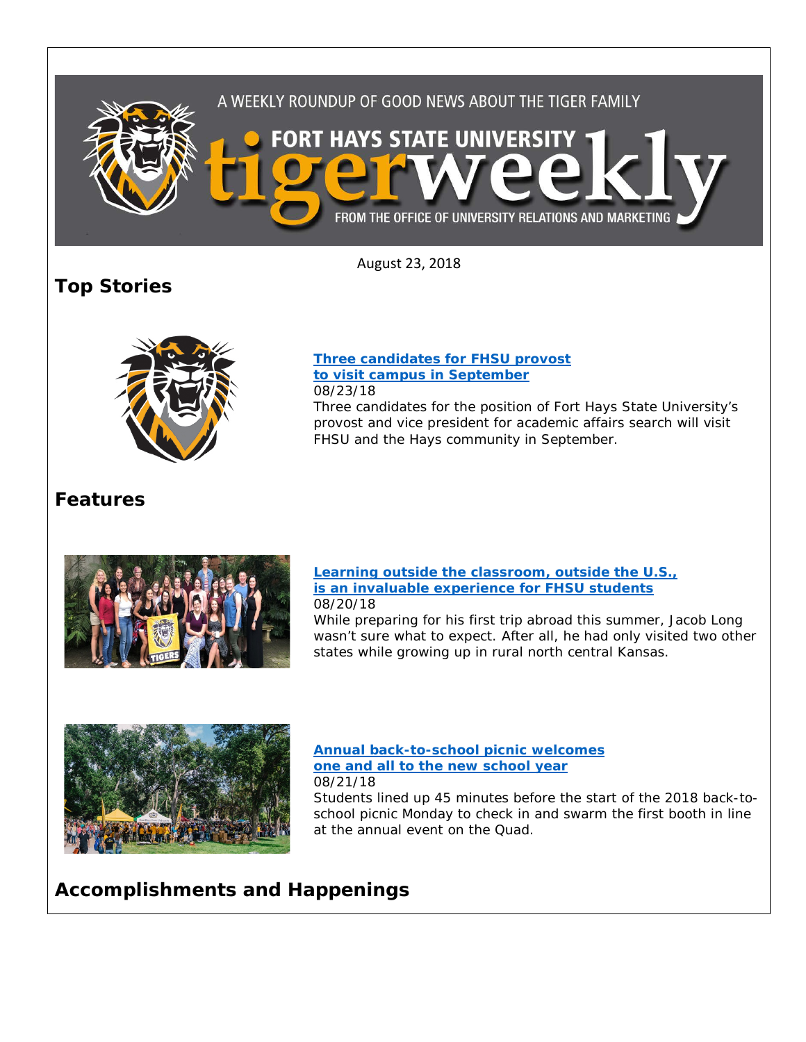A WEEKLY ROUNDUP OF GOOD NEWS ABOUT THE TIGER FAMILY

# FORT HAYS STATE UNIVERSITY tigerweekly

FROM THE OFFICE OF UNIVERSITY RELATIONS AND MARKETING

August 23, 2018

## Top Stories

**Three candidates for FHSU provost to visit campus in September**
08/23/18
Three candidates for the position of Fort Hays State University's provost and vice president for academic affairs search will visit FHSU and the Hays community in September.

## Features

**Learning outside the classroom, outside the U.S., is an invaluable experience for FHSU students**
08/20/18
While preparing for his first trip abroad this summer, Jacob Long wasn't sure what to expect. After all, he had only visited two other states while growing up in rural north central Kansas.

**Annual back-to-school picnic welcomes one and all to the new school year**
08/21/18
Students lined up 45 minutes before the start of the 2018 back-to-school picnic Monday to check in and swarm the first booth in line at the annual event on the Quad.

## Accomplishments and Happenings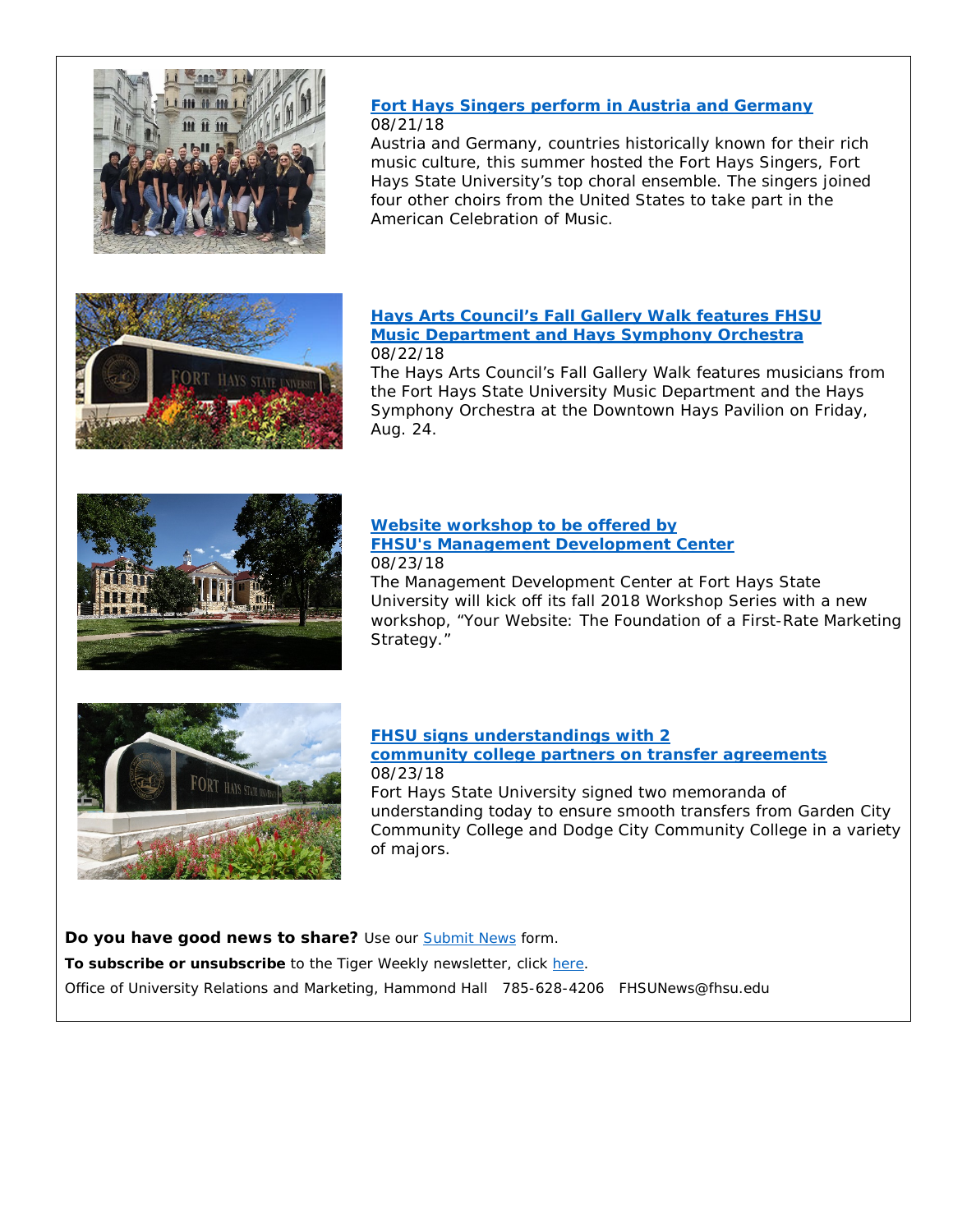**[Fort Hays Singers perform in Austria and Germany]()**
08/21/18
Austria and Germany, countries historically known for their rich music culture, this summer hosted the Fort Hays Singers, Fort Hays State University's top choral ensemble. The singers joined four other choirs from the United States to take part in the American Celebration of Music.

**[Hays Arts Council's Fall Gallery Walk features FHSU Music Department and Hays Symphony Orchestra]()**
08/22/18
The Hays Arts Council's Fall Gallery Walk features musicians from the Fort Hays State University Music Department and the Hays Symphony Orchestra at the Downtown Hays Pavilion on Friday, Aug. 24.

**[Website workshop to be offered by FHSU's Management Development Center]()**
08/23/18
The Management Development Center at Fort Hays State University will kick off its fall 2018 Workshop Series with a new workshop, "Your Website: The Foundation of a First-Rate Marketing Strategy."

**[FHSU signs understandings with 2 community college partners on transfer agreements]()**
08/23/18
Fort Hays State University signed two memoranda of understanding today to ensure smooth transfers from Garden City Community College and Dodge City Community College in a variety of majors.

**Do you have good news to share?** Use our [Submit News]() form.

**To subscribe or unsubscribe** to the Tiger Weekly newsletter, click [here]().

Office of University Relations and Marketing, Hammond Hall 785-628-4206 FHSUNews@fhsu.edu